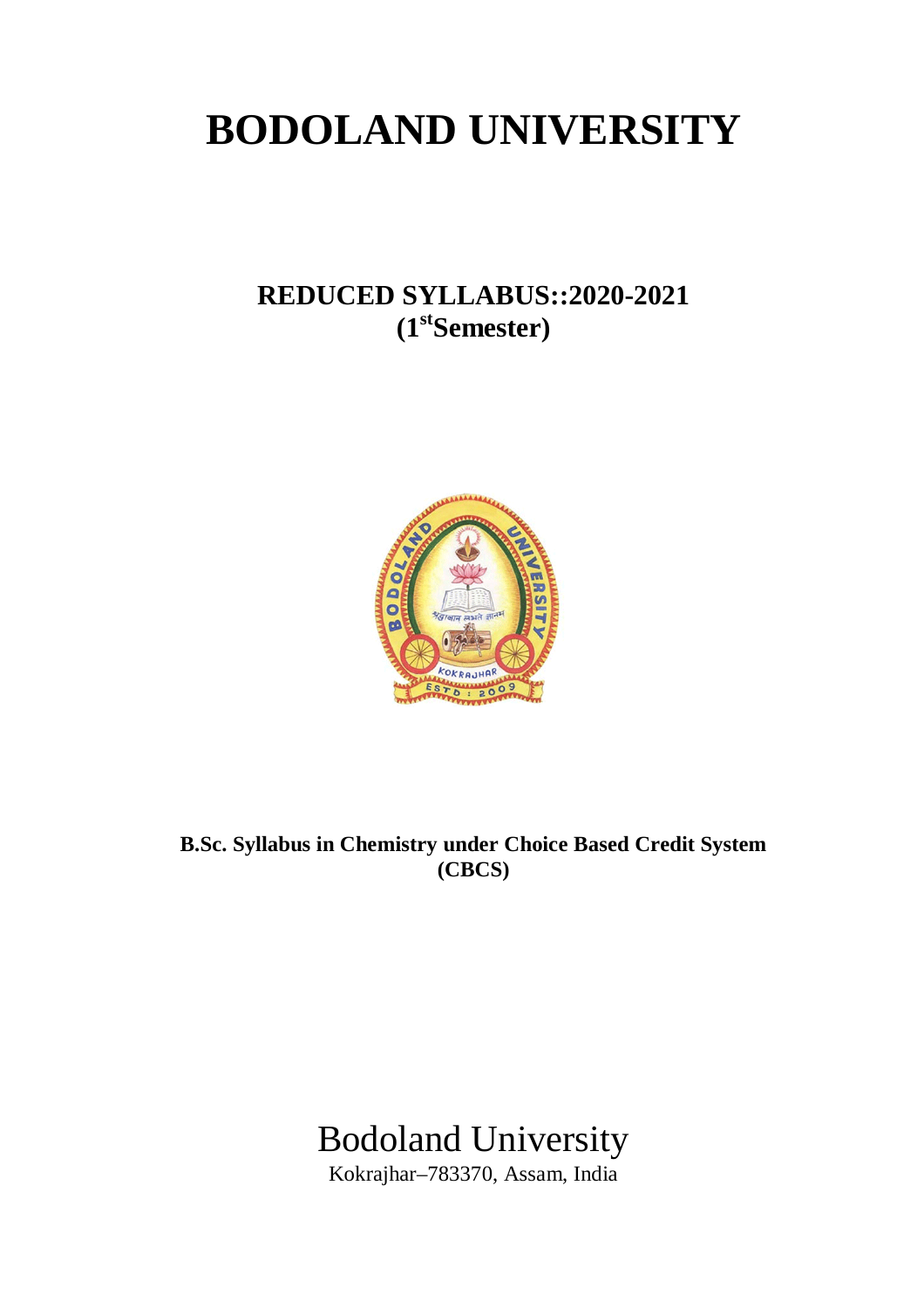# BODOLAND UNIVERSITY

## REDUCED SYLLABUS::2020-2021
## (1st Semester)

**B.Sc. Syllabus in Chemistry under Choice Based Credit System (CBCS)**

Bodoland University

Kokrajhar–783370, Assam, India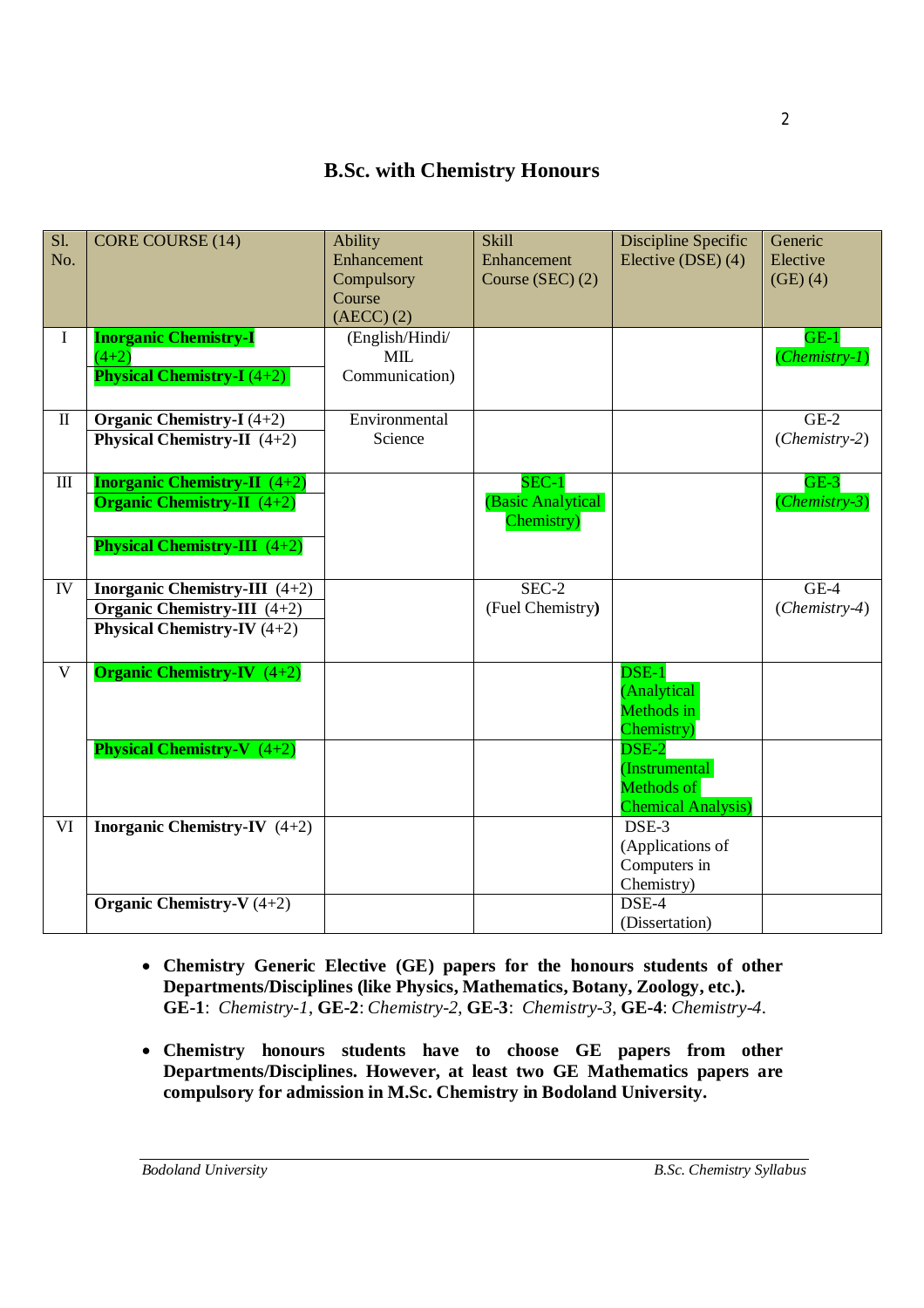# B.Sc. with Chemistry Honours

| Sl. No. | CORE COURSE (14) | Ability Enhancement Compulsory Course (AECC) (2) | Skill Enhancement Course (SEC) (2) | Discipline Specific Elective (DSE) (4) | Generic Elective (GE) (4) |
|---|---|---|---|---|---|
| I | **Inorganic Chemistry-I** (4+2)<br>**Physical Chemistry-I** (4+2) | (English/Hindi/ MIL Communication) | | | GE-1 (*Chemistry-1*) |
| II | **Organic Chemistry-I** (4+2)<br>**Physical Chemistry-II** (4+2) | Environmental Science | | | GE-2 (*Chemistry-2*) |
| III | **Inorganic Chemistry-II** (4+2)<br>**Organic Chemistry-II** (4+2)<br>**Physical Chemistry-III** (4+2) | | SEC-1 (Basic Analytical Chemistry) | | GE-3 (*Chemistry-3*) |
| IV | **Inorganic Chemistry-III** (4+2)<br>**Organic Chemistry-III** (4+2)<br>**Physical Chemistry-IV** (4+2) | | SEC-2 (Fuel Chemistry) | | GE-4 (*Chemistry-4*) |
| V | **Organic Chemistry-IV** (4+2) | | | DSE-1 (Analytical Methods in Chemistry) | |
| | **Physical Chemistry-V** (4+2) | | | DSE-2 (Instrumental Methods of Chemical Analysis) | |
| VI | **Inorganic Chemistry-IV** (4+2) | | | DSE-3 (Applications of Computers in Chemistry) | |
| | **Organic Chemistry-V** (4+2) | | | DSE-4 (Dissertation) | |

- **Chemistry Generic Elective (GE) papers for the honours students of other Departments/Disciplines (like Physics, Mathematics, Botany, Zoology, etc.). GE-1**: *Chemistry-1*, **GE-2**: *Chemistry-2*, **GE-3**: *Chemistry-3*, **GE-4**: *Chemistry-4*.

- **Chemistry honours students have to choose GE papers from other Departments/Disciplines. However, at least two GE Mathematics papers are compulsory for admission in M.Sc. Chemistry in Bodoland University.**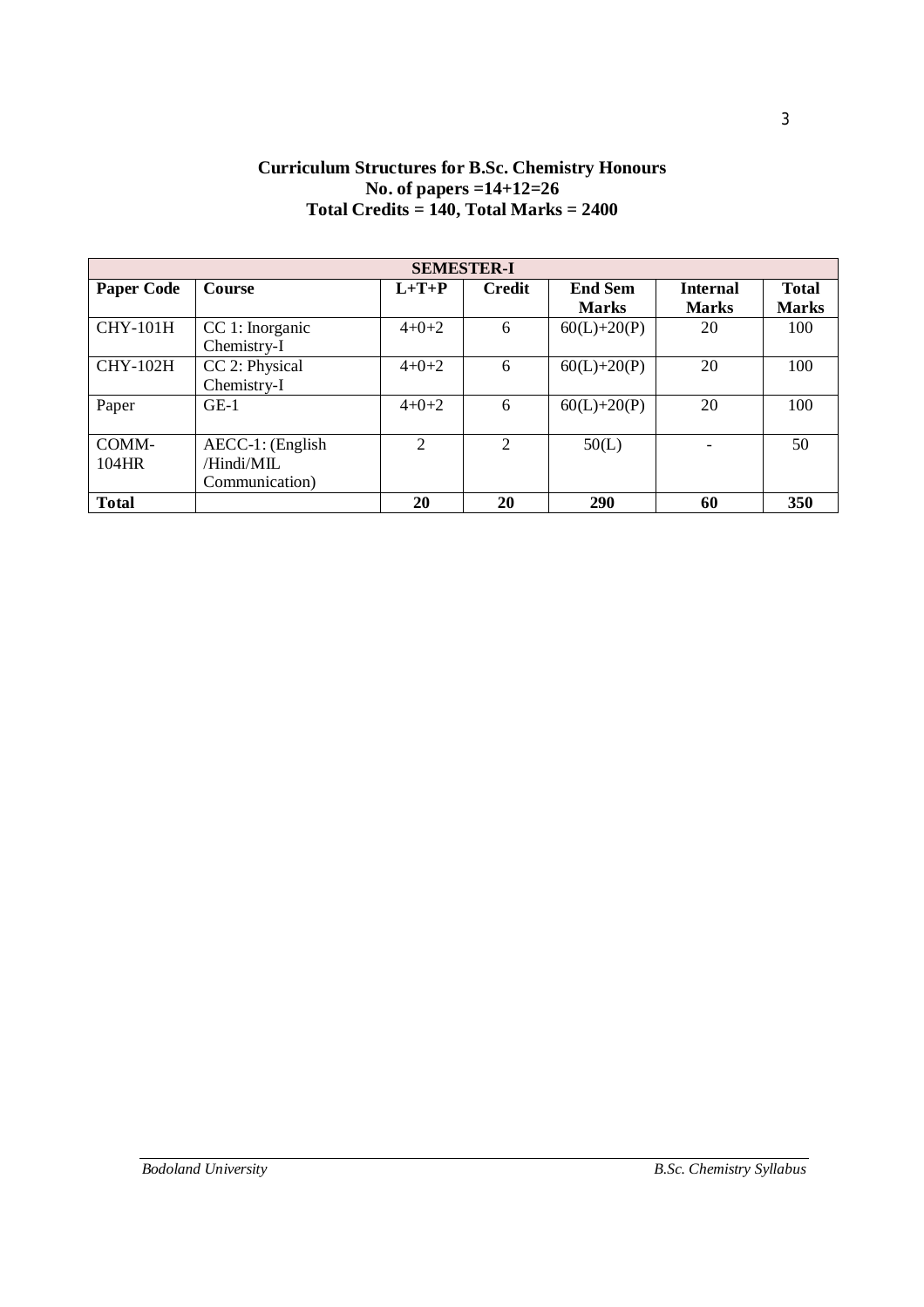# Curriculum Structures for B.Sc. Chemistry Honours

**No. of papers =14+12=26**

**Total Credits = 140, Total Marks = 2400**

| SEMESTER-I | | | | | | |
|---|---|---|---|---|---|---|
| **Paper Code** | **Course** | **L+T+P** | **Credit** | **End Sem Marks** | **Internal Marks** | **Total Marks** |
| CHY-101H | CC 1: Inorganic Chemistry-I | 4+0+2 | 6 | 60(L)+20(P) | 20 | 100 |
| CHY-102H | CC 2: Physical Chemistry-I | 4+0+2 | 6 | 60(L)+20(P) | 20 | 100 |
| Paper | GE-1 | 4+0+2 | 6 | 60(L)+20(P) | 20 | 100 |
| COMM-104HR | AECC-1: (English /Hindi/MIL Communication) | 2 | 2 | 50(L) | - | 50 |
| **Total** | | **20** | **20** | **290** | **60** | **350** |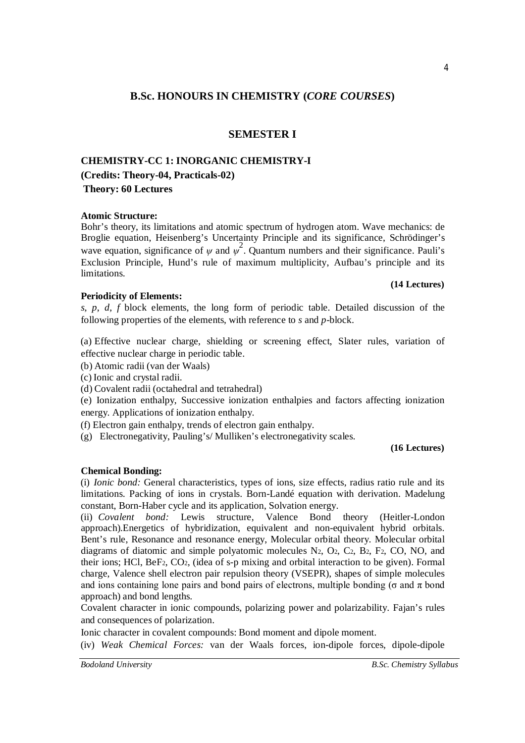## B.Sc. HONOURS IN CHEMISTRY (*CORE COURSES*)

### SEMESTER I

**CHEMISTRY-CC 1: INORGANIC CHEMISTRY-I**

**(Credits: Theory-04, Practicals-02)**

**Theory: 60 Lectures**

**Atomic Structure:**

Bohr's theory, its limitations and atomic spectrum of hydrogen atom. Wave mechanics: de Broglie equation, Heisenberg's Uncertainty Principle and its significance, Schrödinger's wave equation, significance of $\psi$ and $\psi^2$. Quantum numbers and their significance. Pauli's Exclusion Principle, Hund's rule of maximum multiplicity, Aufbau's principle and its limitations.

**(14 Lectures)**

**Periodicity of Elements:**

*s*, *p*, *d*, *f* block elements, the long form of periodic table. Detailed discussion of the following properties of the elements, with reference to *s* and *p*-block.

(a) Effective nuclear charge, shielding or screening effect, Slater rules, variation of effective nuclear charge in periodic table.

(b) Atomic radii (van der Waals)

(c) Ionic and crystal radii.

(d) Covalent radii (octahedral and tetrahedral)

(e) Ionization enthalpy, Successive ionization enthalpies and factors affecting ionization energy. Applications of ionization enthalpy.

(f) Electron gain enthalpy, trends of electron gain enthalpy.

(g) Electronegativity, Pauling's/ Mulliken's electronegativity scales.

**(16 Lectures)**

**Chemical Bonding:**

(i) *Ionic bond:* General characteristics, types of ions, size effects, radius ratio rule and its limitations. Packing of ions in crystals. Born-Landé equation with derivation. Madelung constant, Born-Haber cycle and its application, Solvation energy.

(ii) *Covalent bond:* Lewis structure, Valence Bond theory (Heitler-London approach).Energetics of hybridization, equivalent and non-equivalent hybrid orbitals. Bent's rule, Resonance and resonance energy, Molecular orbital theory. Molecular orbital diagrams of diatomic and simple polyatomic molecules $N_2$, $O_2$, $C_2$, $B_2$, $F_2$, CO, NO, and their ions; HCl, $BeF_2$, $CO_2$, (idea of s-p mixing and orbital interaction to be given). Formal charge, Valence shell electron pair repulsion theory (VSEPR), shapes of simple molecules and ions containing lone pairs and bond pairs of electrons, multiple bonding ($\sigma$ and $\pi$ bond approach) and bond lengths.

Covalent character in ionic compounds, polarizing power and polarizability. Fajan's rules and consequences of polarization.

Ionic character in covalent compounds: Bond moment and dipole moment.

(iv) *Weak Chemical Forces:* van der Waals forces, ion-dipole forces, dipole-dipole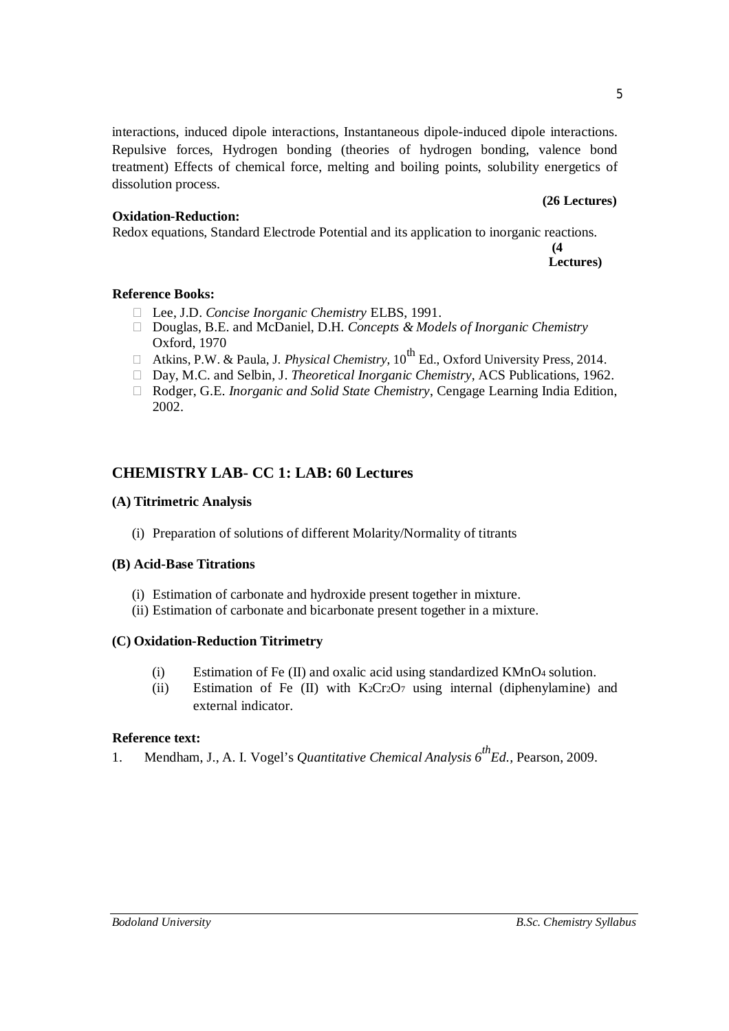interactions, induced dipole interactions, Instantaneous dipole-induced dipole interactions. Repulsive forces, Hydrogen bonding (theories of hydrogen bonding, valence bond treatment) Effects of chemical force, melting and boiling points, solubility energetics of dissolution process.

**(26 Lectures)**

**Oxidation-Reduction:**

Redox equations, Standard Electrode Potential and its application to inorganic reactions.

**(4 Lectures)**

**Reference Books:**

- Lee, J.D. *Concise Inorganic Chemistry* ELBS, 1991.
- Douglas, B.E. and McDaniel, D.H. *Concepts & Models of Inorganic Chemistry* Oxford, 1970
- Atkins, P.W. & Paula, J. *Physical Chemistry*, $10^{th}$ Ed., Oxford University Press, 2014.
- Day, M.C. and Selbin, J. *Theoretical Inorganic Chemistry*, ACS Publications, 1962.
- Rodger, G.E. *Inorganic and Solid State Chemistry*, Cengage Learning India Edition, 2002.

## CHEMISTRY LAB- CC 1: LAB: 60 Lectures

**(A) Titrimetric Analysis**

(i) Preparation of solutions of different Molarity/Normality of titrants

**(B) Acid-Base Titrations**

(i) Estimation of carbonate and hydroxide present together in mixture.
(ii) Estimation of carbonate and bicarbonate present together in a mixture.

**(C) Oxidation-Reduction Titrimetry**

(i) Estimation of Fe (II) and oxalic acid using standardized $KMnO_4$ solution.
(ii) Estimation of Fe (II) with $K_2Cr_2O_7$ using internal (diphenylamine) and external indicator.

**Reference text:**

1. Mendham, J., A. I. Vogel's *Quantitative Chemical Analysis $6^{th}$ Ed.*, Pearson, 2009.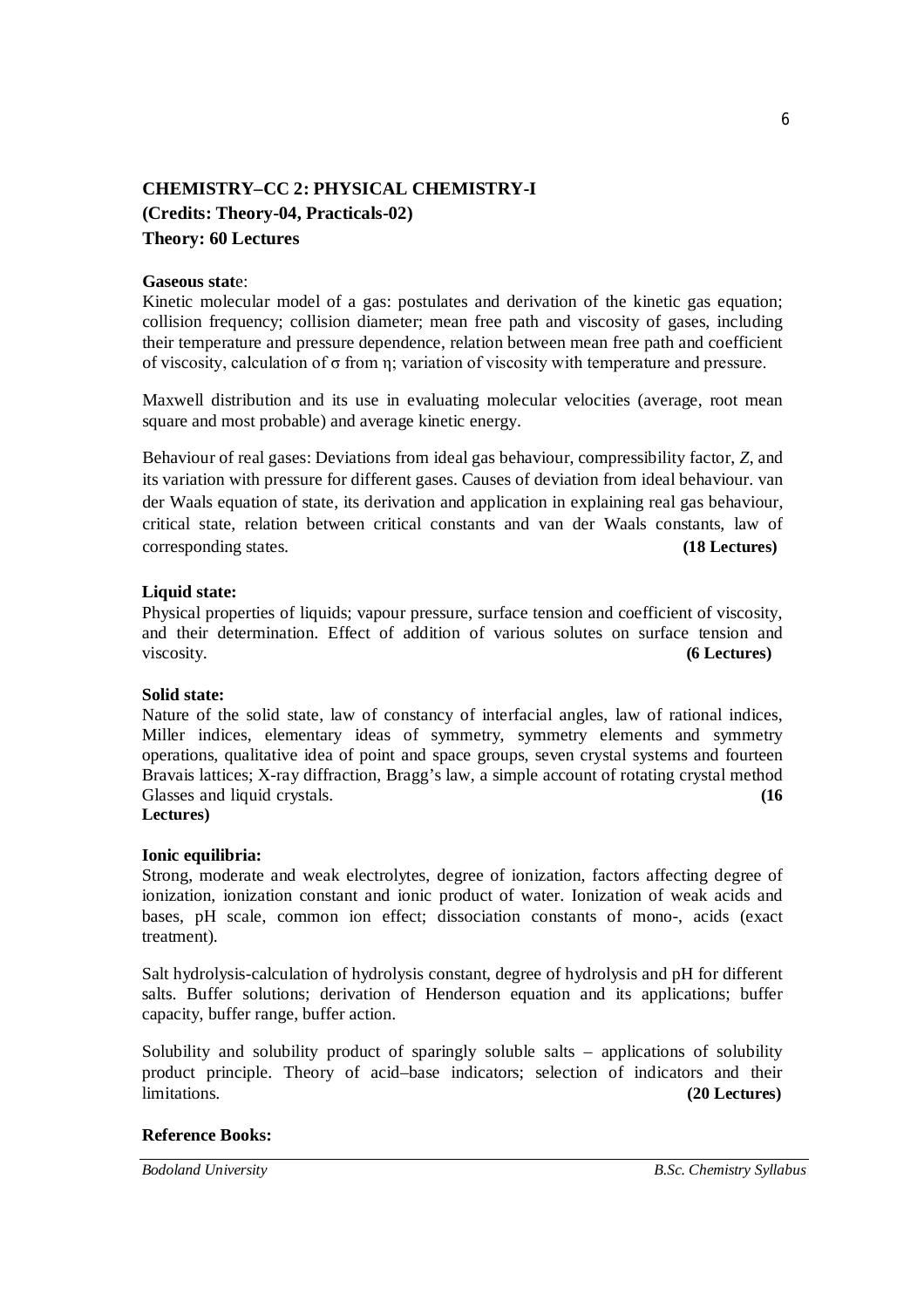**CHEMISTRY–CC 2: PHYSICAL CHEMISTRY-I**

**(Credits: Theory-04, Practicals-02)**

**Theory: 60 Lectures**

**Gaseous stat**e:

Kinetic molecular model of a gas: postulates and derivation of the kinetic gas equation; collision frequency; collision diameter; mean free path and viscosity of gases, including their temperature and pressure dependence, relation between mean free path and coefficient of viscosity, calculation of $\sigma$ from $\eta$; variation of viscosity with temperature and pressure.

Maxwell distribution and its use in evaluating molecular velocities (average, root mean square and most probable) and average kinetic energy.

Behaviour of real gases: Deviations from ideal gas behaviour, compressibility factor, $Z$, and its variation with pressure for different gases. Causes of deviation from ideal behaviour. van der Waals equation of state, its derivation and application in explaining real gas behaviour, critical state, relation between critical constants and van der Waals constants, law of corresponding states. **(18 Lectures)**

**Liquid state:**

Physical properties of liquids; vapour pressure, surface tension and coefficient of viscosity, and their determination. Effect of addition of various solutes on surface tension and viscosity. **(6 Lectures)**

**Solid state:**

Nature of the solid state, law of constancy of interfacial angles, law of rational indices, Miller indices, elementary ideas of symmetry, symmetry elements and symmetry operations, qualitative idea of point and space groups, seven crystal systems and fourteen Bravais lattices; X-ray diffraction, Bragg's law, a simple account of rotating crystal method Glasses and liquid crystals. **(16 Lectures)**

**Ionic equilibria:**

Strong, moderate and weak electrolytes, degree of ionization, factors affecting degree of ionization, ionization constant and ionic product of water. Ionization of weak acids and bases, pH scale, common ion effect; dissociation constants of mono-, acids (exact treatment).

Salt hydrolysis-calculation of hydrolysis constant, degree of hydrolysis and pH for different salts. Buffer solutions; derivation of Henderson equation and its applications; buffer capacity, buffer range, buffer action.

Solubility and solubility product of sparingly soluble salts – applications of solubility product principle. Theory of acid–base indicators; selection of indicators and their limitations. **(20 Lectures)**

**Reference Books:**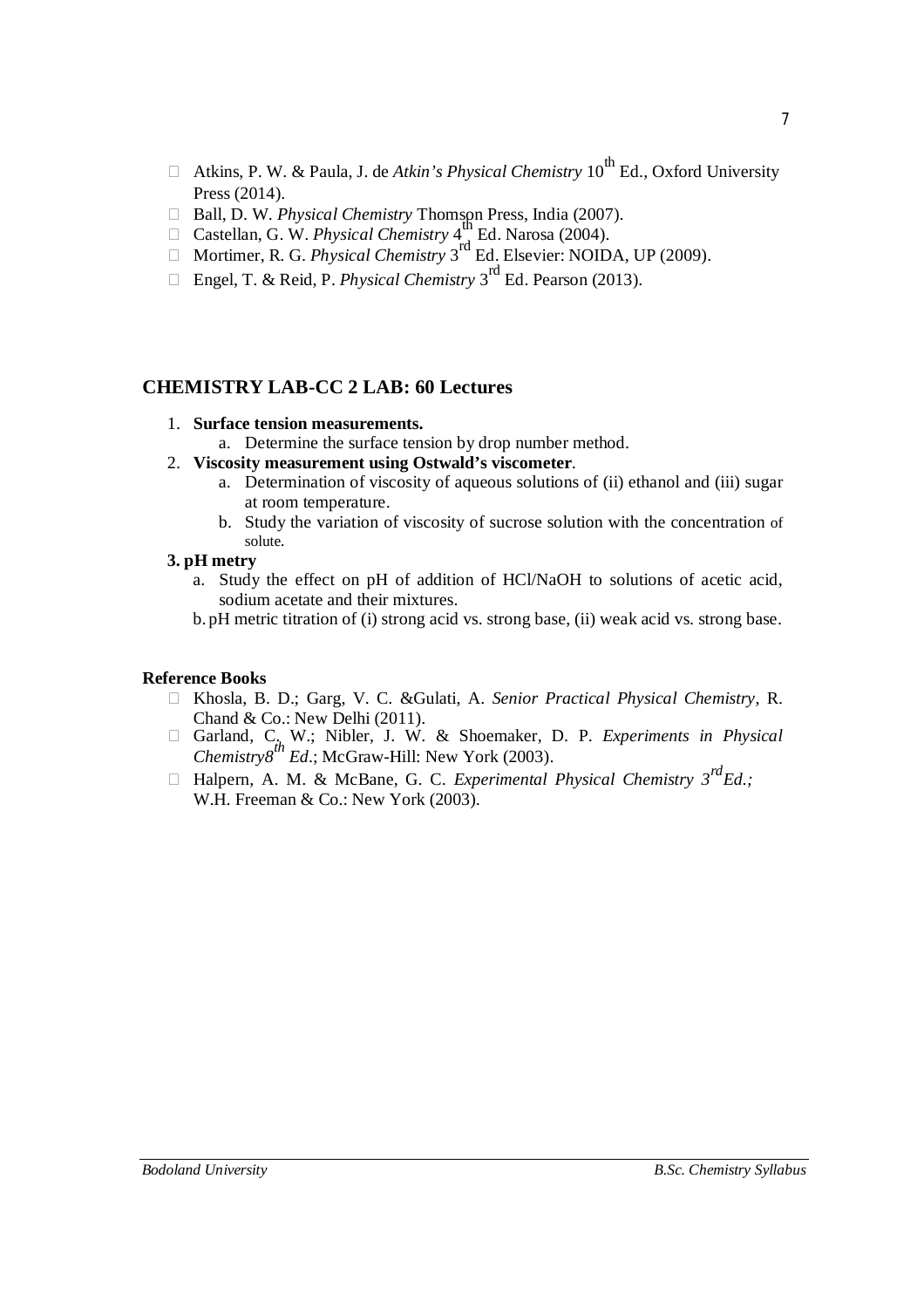- Atkins, P. W. & Paula, J. de *Atkin's Physical Chemistry* 10th Ed., Oxford University Press (2014).
- Ball, D. W. *Physical Chemistry* Thomson Press, India (2007).
- Castellan, G. W. *Physical Chemistry* 4th Ed. Narosa (2004).
- Mortimer, R. G. *Physical Chemistry* 3rd Ed. Elsevier: NOIDA, UP (2009).
- Engel, T. & Reid, P. *Physical Chemistry* 3rd Ed. Pearson (2013).

## CHEMISTRY LAB-CC 2 LAB: 60 Lectures

1. **Surface tension measurements.**
    a. Determine the surface tension by drop number method.
2. **Viscosity measurement using Ostwald's viscometer**.
    a. Determination of viscosity of aqueous solutions of (ii) ethanol and (iii) sugar at room temperature.
    b. Study the variation of viscosity of sucrose solution with the concentration of solute.

**3. pH metry**

a. Study the effect on pH of addition of HCl/NaOH to solutions of acetic acid, sodium acetate and their mixtures.

b. pH metric titration of (i) strong acid vs. strong base, (ii) weak acid vs. strong base.

**Reference Books**

- Khosla, B. D.; Garg, V. C. &Gulati, A. *Senior Practical Physical Chemistry*, R. Chand & Co.: New Delhi (2011).
- Garland, C. W.; Nibler, J. W. & Shoemaker, D. P. *Experiments in Physical Chemistry8th Ed*.; McGraw-Hill: New York (2003).
- Halpern, A. M. & McBane, G. C. *Experimental Physical Chemistry 3rdEd.;* W.H. Freeman & Co.: New York (2003).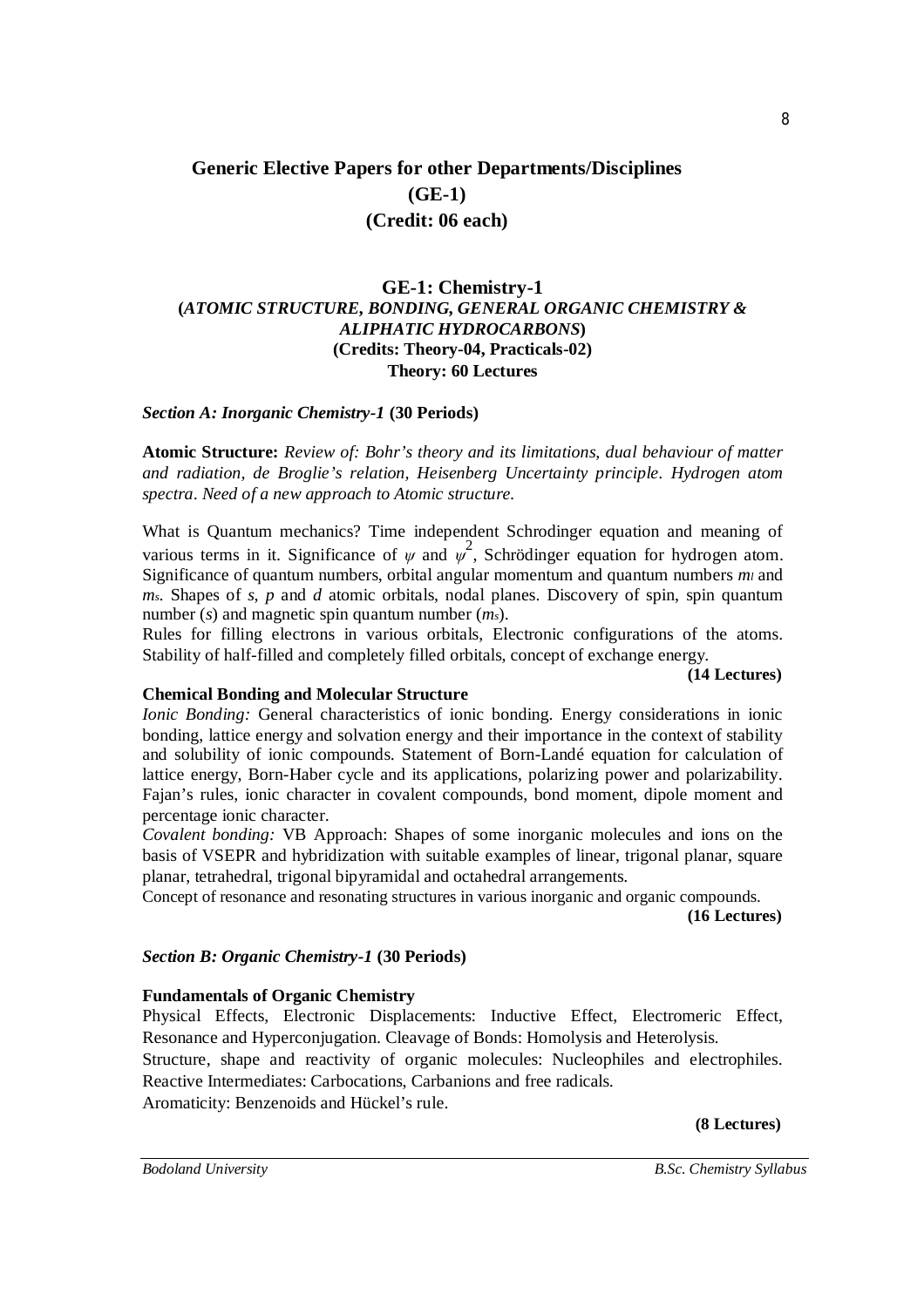## Generic Elective Papers for other Departments/Disciplines
## (GE-1)
## (Credit: 06 each)

### GE-1: Chemistry-1
### (*ATOMIC STRUCTURE, BONDING, GENERAL ORGANIC CHEMISTRY & ALIPHATIC HYDROCARBONS*)
**(Credits: Theory-04, Practicals-02)**
**Theory: 60 Lectures**

***Section A: Inorganic Chemistry-1* (30 Periods)**

**Atomic Structure:** *Review of: Bohr's theory and its limitations, dual behaviour of matter and radiation, de Broglie's relation, Heisenberg Uncertainty principle. Hydrogen atom spectra. Need of a new approach to Atomic structure.*

What is Quantum mechanics? Time independent Schrodinger equation and meaning of various terms in it. Significance of $\psi$ and $\psi^2$, Schrödinger equation for hydrogen atom. Significance of quantum numbers, orbital angular momentum and quantum numbers $m_l$ and $m_s$. Shapes of *s*, *p* and *d* atomic orbitals, nodal planes. Discovery of spin, spin quantum number (*s*) and magnetic spin quantum number ($m_s$).

Rules for filling electrons in various orbitals, Electronic configurations of the atoms. Stability of half-filled and completely filled orbitals, concept of exchange energy.

**(14 Lectures)**

**Chemical Bonding and Molecular Structure**

*Ionic Bonding:* General characteristics of ionic bonding. Energy considerations in ionic bonding, lattice energy and solvation energy and their importance in the context of stability and solubility of ionic compounds. Statement of Born-Landé equation for calculation of lattice energy, Born-Haber cycle and its applications, polarizing power and polarizability. Fajan's rules, ionic character in covalent compounds, bond moment, dipole moment and percentage ionic character.

*Covalent bonding:* VB Approach: Shapes of some inorganic molecules and ions on the basis of VSEPR and hybridization with suitable examples of linear, trigonal planar, square planar, tetrahedral, trigonal bipyramidal and octahedral arrangements.

Concept of resonance and resonating structures in various inorganic and organic compounds.

**(16 Lectures)**

***Section B: Organic Chemistry-1* (30 Periods)**

**Fundamentals of Organic Chemistry**

Physical Effects, Electronic Displacements: Inductive Effect, Electromeric Effect, Resonance and Hyperconjugation. Cleavage of Bonds: Homolysis and Heterolysis.

Structure, shape and reactivity of organic molecules: Nucleophiles and electrophiles. Reactive Intermediates: Carbocations, Carbanions and free radicals.

Aromaticity: Benzenoids and Hückel's rule.

**(8 Lectures)**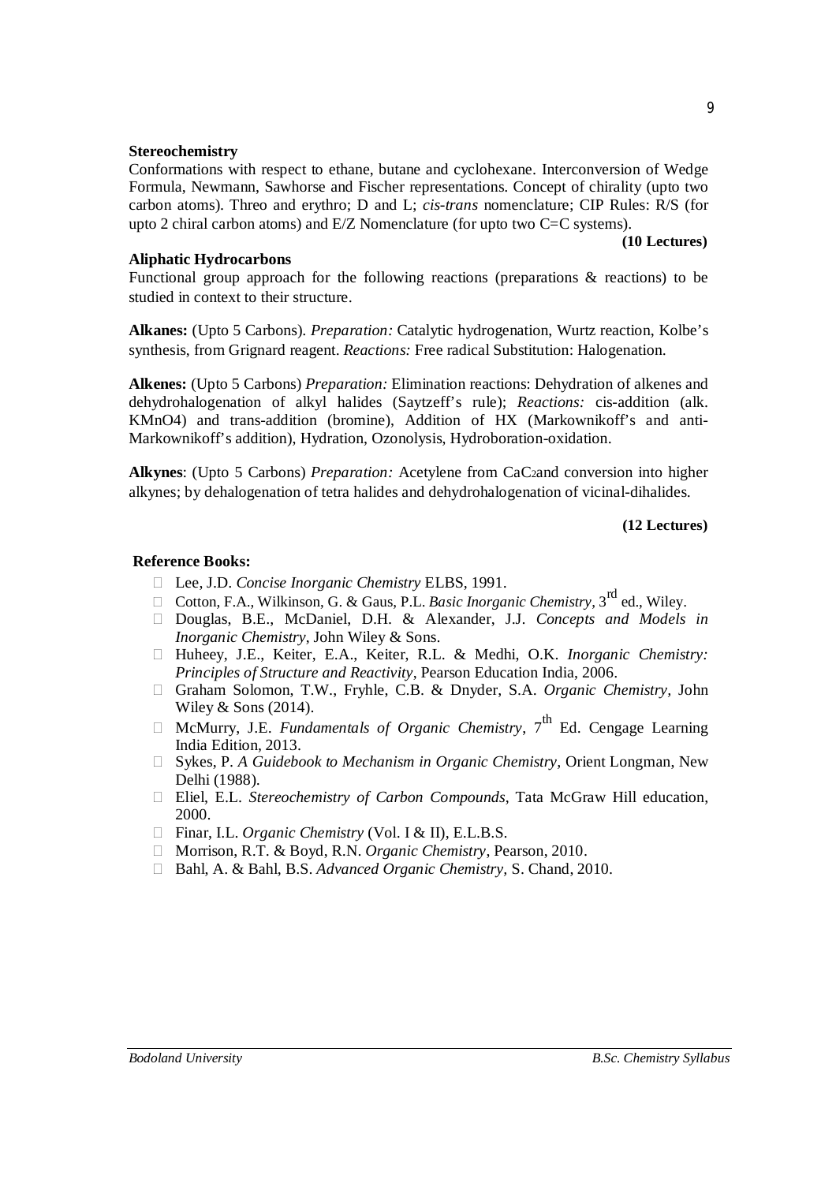**Stereochemistry**

Conformations with respect to ethane, butane and cyclohexane. Interconversion of Wedge Formula, Newmann, Sawhorse and Fischer representations. Concept of chirality (upto two carbon atoms). Threo and erythro; D and L; *cis-trans* nomenclature; CIP Rules: R/S (for upto 2 chiral carbon atoms) and E/Z Nomenclature (for upto two C=C systems).

**(10 Lectures)**

**Aliphatic Hydrocarbons**

Functional group approach for the following reactions (preparations & reactions) to be studied in context to their structure.

**Alkanes:** (Upto 5 Carbons). *Preparation:* Catalytic hydrogenation, Wurtz reaction, Kolbe's synthesis, from Grignard reagent. *Reactions:* Free radical Substitution: Halogenation.

**Alkenes:** (Upto 5 Carbons) *Preparation:* Elimination reactions: Dehydration of alkenes and dehydrohalogenation of alkyl halides (Saytzeff's rule); *Reactions:* cis-addition (alk. KMnO4) and trans-addition (bromine), Addition of HX (Markownikoff's and anti-Markownikoff's addition), Hydration, Ozonolysis, Hydroboration-oxidation.

**Alkynes**: (Upto 5 Carbons) *Preparation:* Acetylene from $CaC_2$and conversion into higher alkynes; by dehalogenation of tetra halides and dehydrohalogenation of vicinal-dihalides.

**(12 Lectures)**

**Reference Books:**

- Lee, J.D. *Concise Inorganic Chemistry* ELBS, 1991.
- Cotton, F.A., Wilkinson, G. & Gaus, P.L. *Basic Inorganic Chemistry*, 3rd ed., Wiley.
- Douglas, B.E., McDaniel, D.H. & Alexander, J.J. *Concepts and Models in Inorganic Chemistry*, John Wiley & Sons.
- Huheey, J.E., Keiter, E.A., Keiter, R.L. & Medhi, O.K. *Inorganic Chemistry: Principles of Structure and Reactivity*, Pearson Education India, 2006.
- Graham Solomon, T.W., Fryhle, C.B. & Dnyder, S.A. *Organic Chemistry*, John Wiley & Sons (2014).
- McMurry, J.E. *Fundamentals of Organic Chemistry*, 7th Ed. Cengage Learning India Edition, 2013.
- Sykes, P. *A Guidebook to Mechanism in Organic Chemistry*, Orient Longman, New Delhi (1988).
- Eliel, E.L. *Stereochemistry of Carbon Compounds*, Tata McGraw Hill education, 2000.
- Finar, I.L. *Organic Chemistry* (Vol. I & II), E.L.B.S.
- Morrison, R.T. & Boyd, R.N. *Organic Chemistry*, Pearson, 2010.
- Bahl, A. & Bahl, B.S. *Advanced Organic Chemistry*, S. Chand, 2010.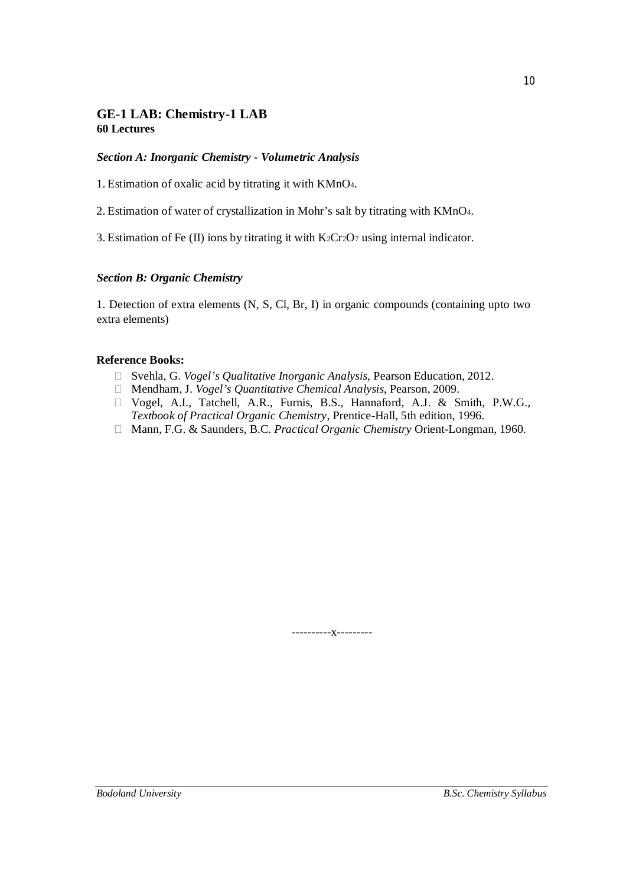## GE-1 LAB: Chemistry-1 LAB

**60 Lectures**

### *Section A: Inorganic Chemistry - Volumetric Analysis*

1. Estimation of oxalic acid by titrating it with $KMnO_4$.

2. Estimation of water of crystallization in Mohr's salt by titrating with $KMnO_4$.

3. Estimation of Fe (II) ions by titrating it with $K_2Cr_2O_7$ using internal indicator.

### *Section B: Organic Chemistry*

1. Detection of extra elements (N, S, Cl, Br, I) in organic compounds (containing upto two extra elements)

**Reference Books:**

- Svehla, G. *Vogel's Qualitative Inorganic Analysis*, Pearson Education, 2012.
- Mendham, J. *Vogel's Quantitative Chemical Analysis*, Pearson, 2009.
- Vogel, A.I., Tatchell, A.R., Furnis, B.S., Hannaford, A.J. & Smith, P.W.G., *Textbook of Practical Organic Chemistry*, Prentice-Hall, 5th edition, 1996.
- Mann, F.G. & Saunders, B.C. *Practical Organic Chemistry* Orient-Longman, 1960.

----------x---------